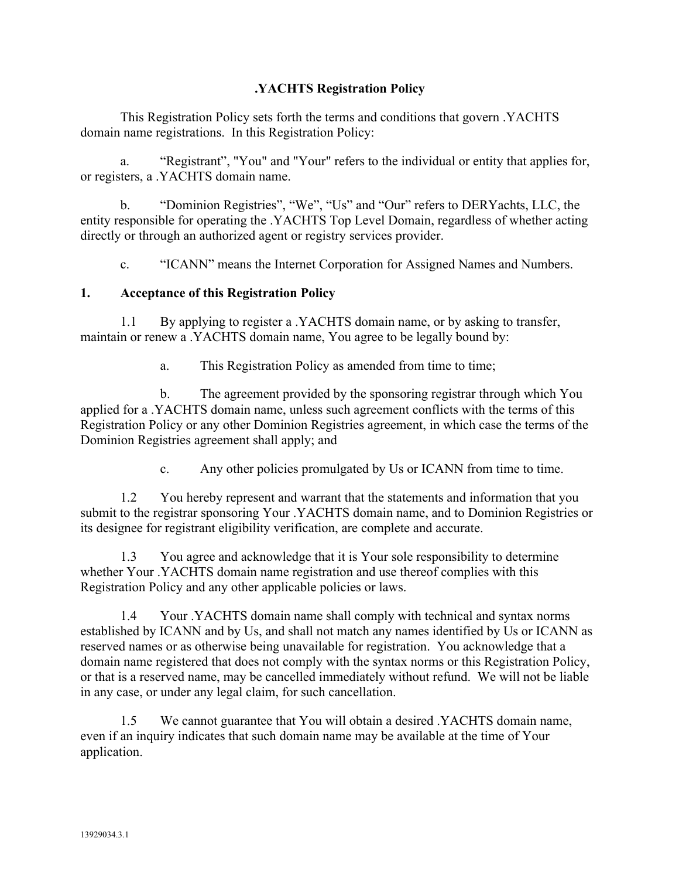# .YACHTS Registration Policy

This Registration Policy sets forth the terms and conditions that govern .YACHTS domain name registrations. In this Registration Policy:

a. "Registrant", "You" and "Your" refers to the individual or entity that applies for, or registers, a .YACHTS domain name.

b. "Dominion Registries", "We", "Us" and "Our" refers to DERYachts, LLC, the entity responsible for operating the .YACHTS Top Level Domain, regardless of whether acting directly or through an authorized agent or registry services provider.

c. "ICANN" means the Internet Corporation for Assigned Names and Numbers.

## 1. Acceptance of this Registration Policy

1.1 By applying to register a .YACHTS domain name, or by asking to transfer, maintain or renew a .YACHTS domain name, You agree to be legally bound by:

a. This Registration Policy as amended from time to time;

b. The agreement provided by the sponsoring registrar through which You applied for a .YACHTS domain name, unless such agreement conflicts with the terms of this Registration Policy or any other Dominion Registries agreement, in which case the terms of the Dominion Registries agreement shall apply; and

c. Any other policies promulgated by Us or ICANN from time to time.

1.2 You hereby represent and warrant that the statements and information that you submit to the registrar sponsoring Your .YACHTS domain name, and to Dominion Registries or its designee for registrant eligibility verification, are complete and accurate.

1.3 You agree and acknowledge that it is Your sole responsibility to determine whether Your .YACHTS domain name registration and use thereof complies with this Registration Policy and any other applicable policies or laws.

1.4 Your .YACHTS domain name shall comply with technical and syntax norms established by ICANN and by Us, and shall not match any names identified by Us or ICANN as reserved names or as otherwise being unavailable for registration. You acknowledge that a domain name registered that does not comply with the syntax norms or this Registration Policy, or that is a reserved name, may be cancelled immediately without refund. We will not be liable in any case, or under any legal claim, for such cancellation.

1.5 We cannot guarantee that You will obtain a desired .YACHTS domain name, even if an inquiry indicates that such domain name may be available at the time of Your application.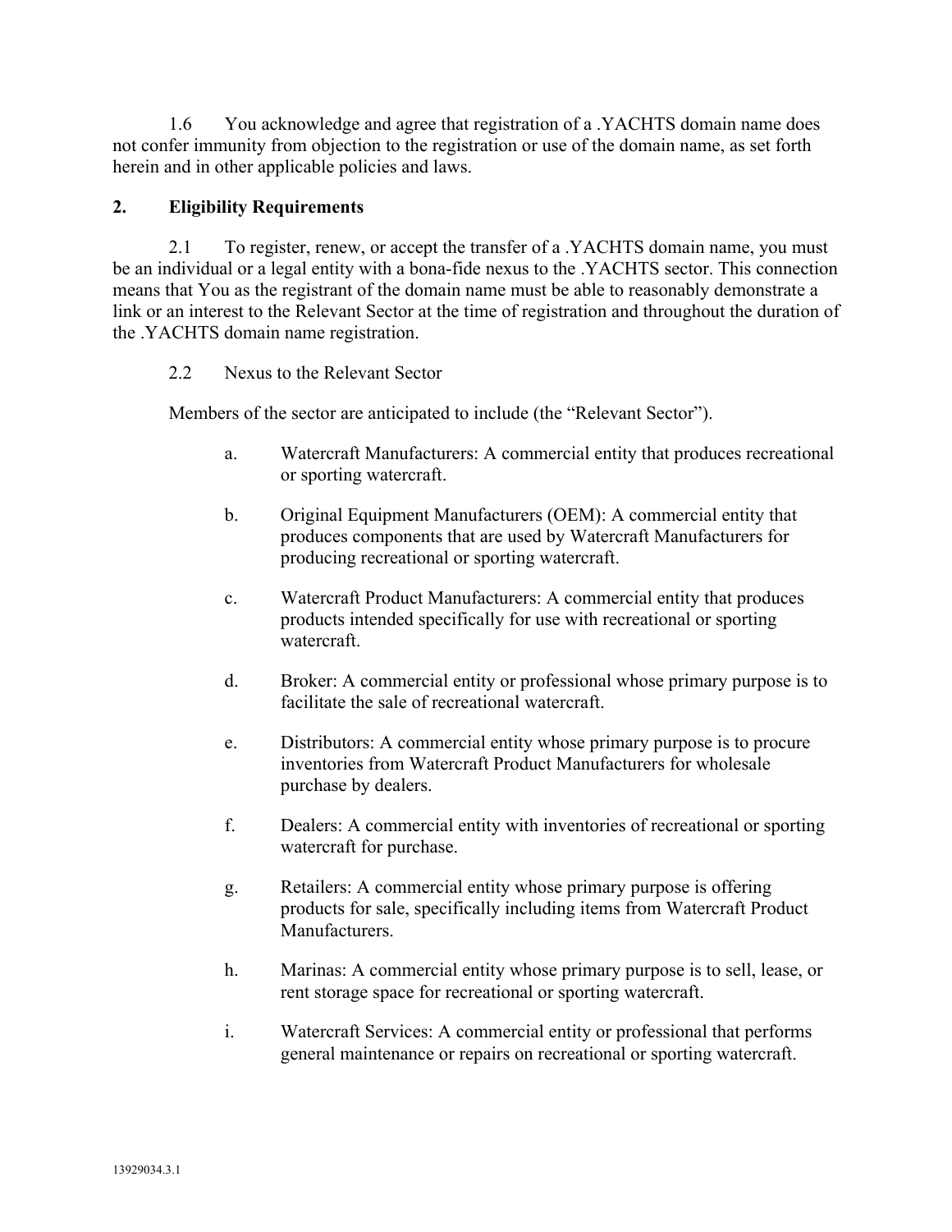1.6 You acknowledge and agree that registration of a .YACHTS domain name does not confer immunity from objection to the registration or use of the domain name, as set forth herein and in other applicable policies and laws.

## 2. Eligibility Requirements

2.1 To register, renew, or accept the transfer of a .YACHTS domain name, you must be an individual or a legal entity with a bona-fide nexus to the .YACHTS sector. This connection means that You as the registrant of the domain name must be able to reasonably demonstrate a link or an interest to the Relevant Sector at the time of registration and throughout the duration of the .YACHTS domain name registration.

2.2 Nexus to the Relevant Sector

Members of the sector are anticipated to include (the "Relevant Sector").

a. Watercraft Manufacturers: A commercial entity that produces recreational or sporting watercraft.

b. Original Equipment Manufacturers (OEM): A commercial entity that produces components that are used by Watercraft Manufacturers for producing recreational or sporting watercraft.

c. Watercraft Product Manufacturers: A commercial entity that produces products intended specifically for use with recreational or sporting watercraft.

d. Broker: A commercial entity or professional whose primary purpose is to facilitate the sale of recreational watercraft.

e. Distributors: A commercial entity whose primary purpose is to procure inventories from Watercraft Product Manufacturers for wholesale purchase by dealers.

f. Dealers: A commercial entity with inventories of recreational or sporting watercraft for purchase.

g. Retailers: A commercial entity whose primary purpose is offering products for sale, specifically including items from Watercraft Product Manufacturers.

h. Marinas: A commercial entity whose primary purpose is to sell, lease, or rent storage space for recreational or sporting watercraft.

i. Watercraft Services: A commercial entity or professional that performs general maintenance or repairs on recreational or sporting watercraft.

13929034.3.1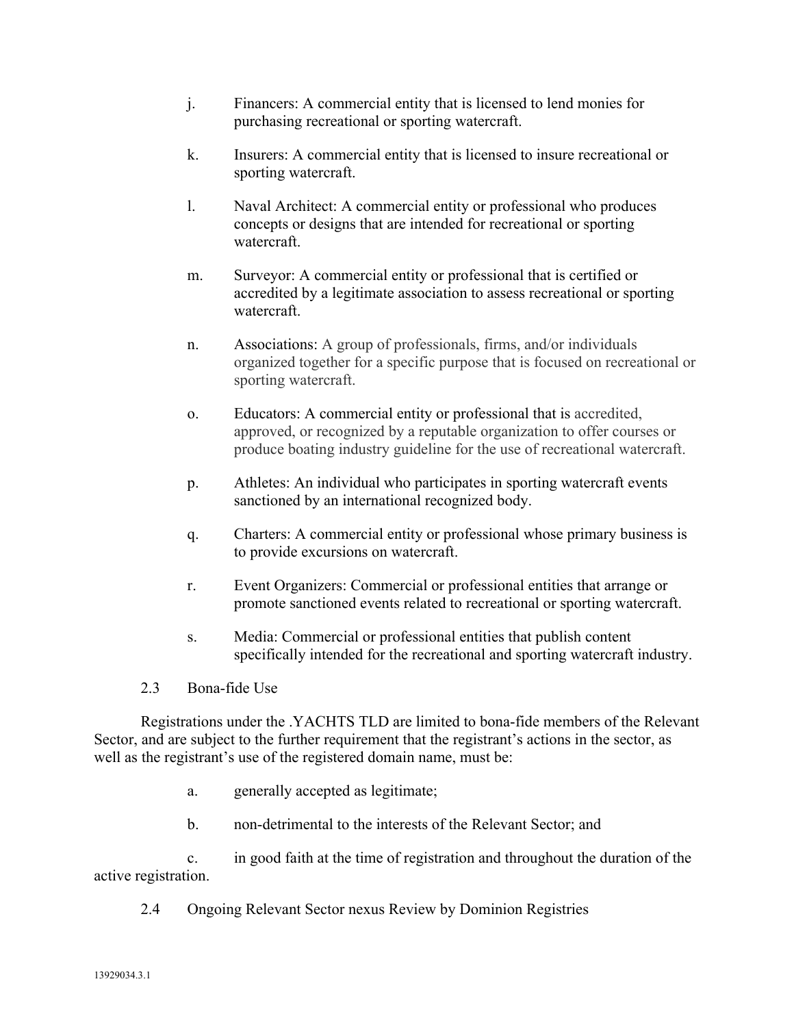j. Financers: A commercial entity that is licensed to lend monies for purchasing recreational or sporting watercraft.

k. Insurers: A commercial entity that is licensed to insure recreational or sporting watercraft.

l. Naval Architect: A commercial entity or professional who produces concepts or designs that are intended for recreational or sporting watercraft.

m. Surveyor: A commercial entity or professional that is certified or accredited by a legitimate association to assess recreational or sporting watercraft.

n. Associations: A group of professionals, firms, and/or individuals organized together for a specific purpose that is focused on recreational or sporting watercraft.

o. Educators: A commercial entity or professional that is accredited, approved, or recognized by a reputable organization to offer courses or produce boating industry guideline for the use of recreational watercraft.

p. Athletes: An individual who participates in sporting watercraft events sanctioned by an international recognized body.

q. Charters: A commercial entity or professional whose primary business is to provide excursions on watercraft.

r. Event Organizers: Commercial or professional entities that arrange or promote sanctioned events related to recreational or sporting watercraft.

s. Media: Commercial or professional entities that publish content specifically intended for the recreational and sporting watercraft industry.

2.3 Bona-fide Use

Registrations under the .YACHTS TLD are limited to bona-fide members of the Relevant Sector, and are subject to the further requirement that the registrant's actions in the sector, as well as the registrant's use of the registered domain name, must be:

a. generally accepted as legitimate;

b. non-detrimental to the interests of the Relevant Sector; and

c. in good faith at the time of registration and throughout the duration of the active registration.

2.4 Ongoing Relevant Sector nexus Review by Dominion Registries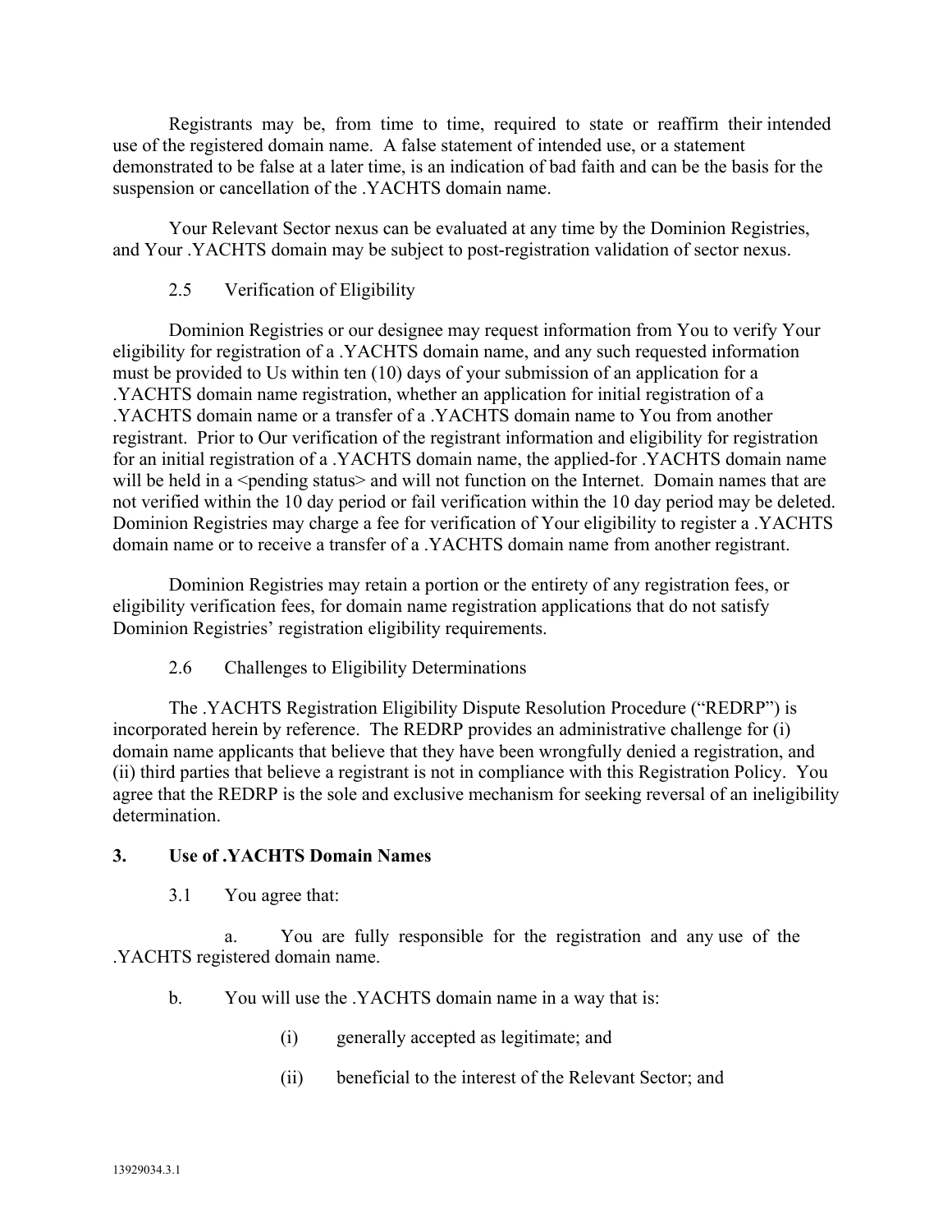Registrants may be, from time to time, required to state or reaffirm their intended use of the registered domain name. A false statement of intended use, or a statement demonstrated to be false at a later time, is an indication of bad faith and can be the basis for the suspension or cancellation of the .YACHTS domain name.

Your Relevant Sector nexus can be evaluated at any time by the Dominion Registries, and Your .YACHTS domain may be subject to post-registration validation of sector nexus.

2.5 Verification of Eligibility

Dominion Registries or our designee may request information from You to verify Your eligibility for registration of a .YACHTS domain name, and any such requested information must be provided to Us within ten (10) days of your submission of an application for a .YACHTS domain name registration, whether an application for initial registration of a .YACHTS domain name or a transfer of a .YACHTS domain name to You from another registrant. Prior to Our verification of the registrant information and eligibility for registration for an initial registration of a .YACHTS domain name, the applied-for .YACHTS domain name will be held in a <pending status> and will not function on the Internet. Domain names that are not verified within the 10 day period or fail verification within the 10 day period may be deleted. Dominion Registries may charge a fee for verification of Your eligibility to register a .YACHTS domain name or to receive a transfer of a .YACHTS domain name from another registrant.

Dominion Registries may retain a portion or the entirety of any registration fees, or eligibility verification fees, for domain name registration applications that do not satisfy Dominion Registries' registration eligibility requirements.

2.6 Challenges to Eligibility Determinations

The .YACHTS Registration Eligibility Dispute Resolution Procedure ("REDRP") is incorporated herein by reference. The REDRP provides an administrative challenge for (i) domain name applicants that believe that they have been wrongfully denied a registration, and (ii) third parties that believe a registrant is not in compliance with this Registration Policy. You agree that the REDRP is the sole and exclusive mechanism for seeking reversal of an ineligibility determination.

## 3. Use of .YACHTS Domain Names

3.1 You agree that:

a. You are fully responsible for the registration and any use of the .YACHTS registered domain name.

b. You will use the .YACHTS domain name in a way that is:

(i) generally accepted as legitimate; and

(ii) beneficial to the interest of the Relevant Sector; and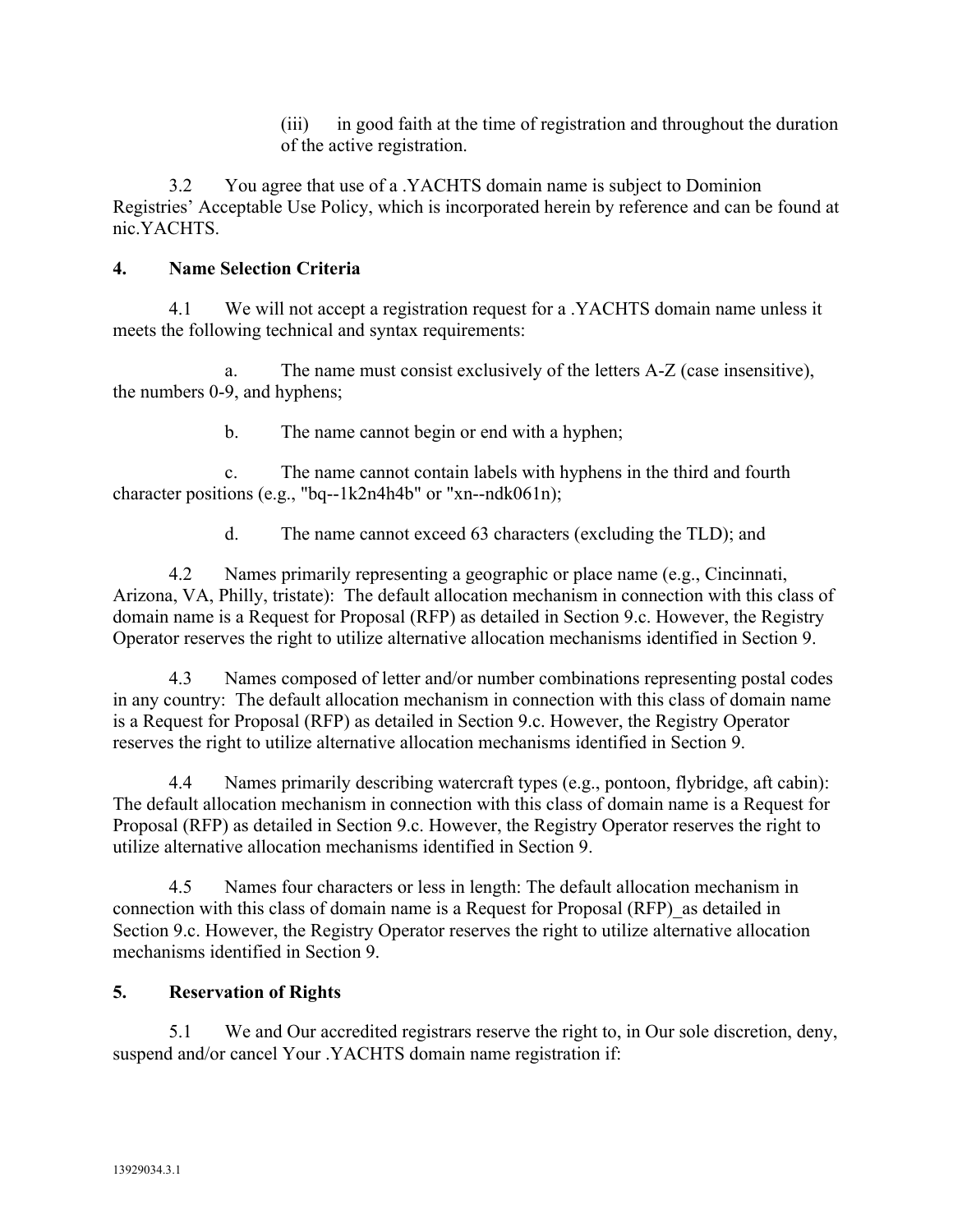(iii) in good faith at the time of registration and throughout the duration of the active registration.

3.2 You agree that use of a .YACHTS domain name is subject to Dominion Registries' Acceptable Use Policy, which is incorporated herein by reference and can be found at nic.YACHTS.

## 4. Name Selection Criteria

4.1 We will not accept a registration request for a .YACHTS domain name unless it meets the following technical and syntax requirements:

a. The name must consist exclusively of the letters A-Z (case insensitive), the numbers 0-9, and hyphens;

b. The name cannot begin or end with a hyphen;

c. The name cannot contain labels with hyphens in the third and fourth character positions (e.g., "bq--1k2n4h4b" or "xn--ndk061n);

d. The name cannot exceed 63 characters (excluding the TLD); and

4.2 Names primarily representing a geographic or place name (e.g., Cincinnati, Arizona, VA, Philly, tristate): The default allocation mechanism in connection with this class of domain name is a Request for Proposal (RFP) as detailed in Section 9.c. However, the Registry Operator reserves the right to utilize alternative allocation mechanisms identified in Section 9.

4.3 Names composed of letter and/or number combinations representing postal codes in any country: The default allocation mechanism in connection with this class of domain name is a Request for Proposal (RFP) as detailed in Section 9.c. However, the Registry Operator reserves the right to utilize alternative allocation mechanisms identified in Section 9.

4.4 Names primarily describing watercraft types (e.g., pontoon, flybridge, aft cabin): The default allocation mechanism in connection with this class of domain name is a Request for Proposal (RFP) as detailed in Section 9.c. However, the Registry Operator reserves the right to utilize alternative allocation mechanisms identified in Section 9.

4.5 Names four characters or less in length: The default allocation mechanism in connection with this class of domain name is a Request for Proposal (RFP)_as detailed in Section 9.c. However, the Registry Operator reserves the right to utilize alternative allocation mechanisms identified in Section 9.

## 5. Reservation of Rights

5.1 We and Our accredited registrars reserve the right to, in Our sole discretion, deny, suspend and/or cancel Your .YACHTS domain name registration if: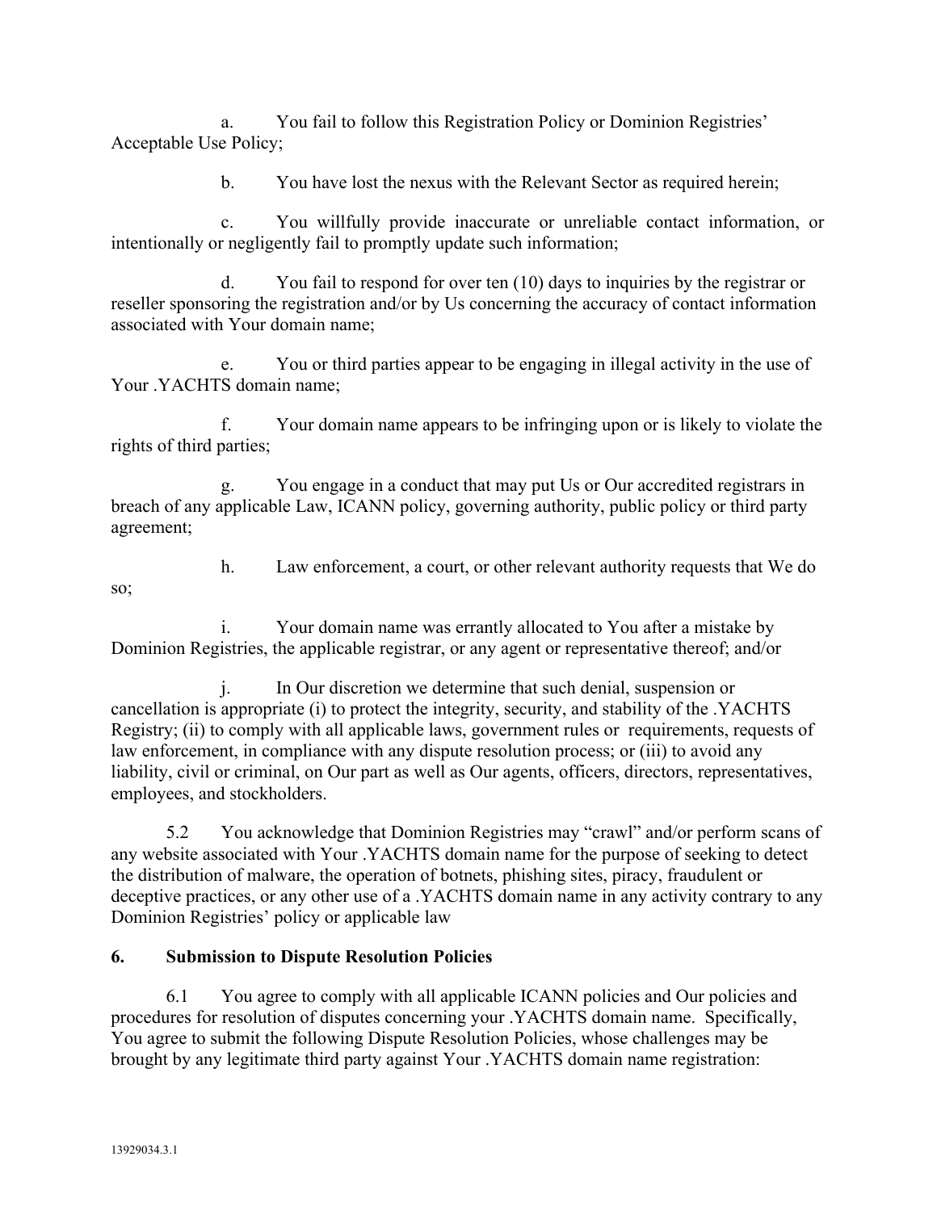a. You fail to follow this Registration Policy or Dominion Registries' Acceptable Use Policy;

b. You have lost the nexus with the Relevant Sector as required herein;

c. You willfully provide inaccurate or unreliable contact information, or intentionally or negligently fail to promptly update such information;

d. You fail to respond for over ten (10) days to inquiries by the registrar or reseller sponsoring the registration and/or by Us concerning the accuracy of contact information associated with Your domain name;

e. You or third parties appear to be engaging in illegal activity in the use of Your .YACHTS domain name;

f. Your domain name appears to be infringing upon or is likely to violate the rights of third parties;

g. You engage in a conduct that may put Us or Our accredited registrars in breach of any applicable Law, ICANN policy, governing authority, public policy or third party agreement;

h. Law enforcement, a court, or other relevant authority requests that We do so;

i. Your domain name was errantly allocated to You after a mistake by Dominion Registries, the applicable registrar, or any agent or representative thereof; and/or

j. In Our discretion we determine that such denial, suspension or cancellation is appropriate (i) to protect the integrity, security, and stability of the .YACHTS Registry; (ii) to comply with all applicable laws, government rules or requirements, requests of law enforcement, in compliance with any dispute resolution process; or (iii) to avoid any liability, civil or criminal, on Our part as well as Our agents, officers, directors, representatives, employees, and stockholders.

5.2 You acknowledge that Dominion Registries may "crawl" and/or perform scans of any website associated with Your .YACHTS domain name for the purpose of seeking to detect the distribution of malware, the operation of botnets, phishing sites, piracy, fraudulent or deceptive practices, or any other use of a .YACHTS domain name in any activity contrary to any Dominion Registries' policy or applicable law

## 6. Submission to Dispute Resolution Policies

6.1 You agree to comply with all applicable ICANN policies and Our policies and procedures for resolution of disputes concerning your .YACHTS domain name. Specifically, You agree to submit the following Dispute Resolution Policies, whose challenges may be brought by any legitimate third party against Your .YACHTS domain name registration: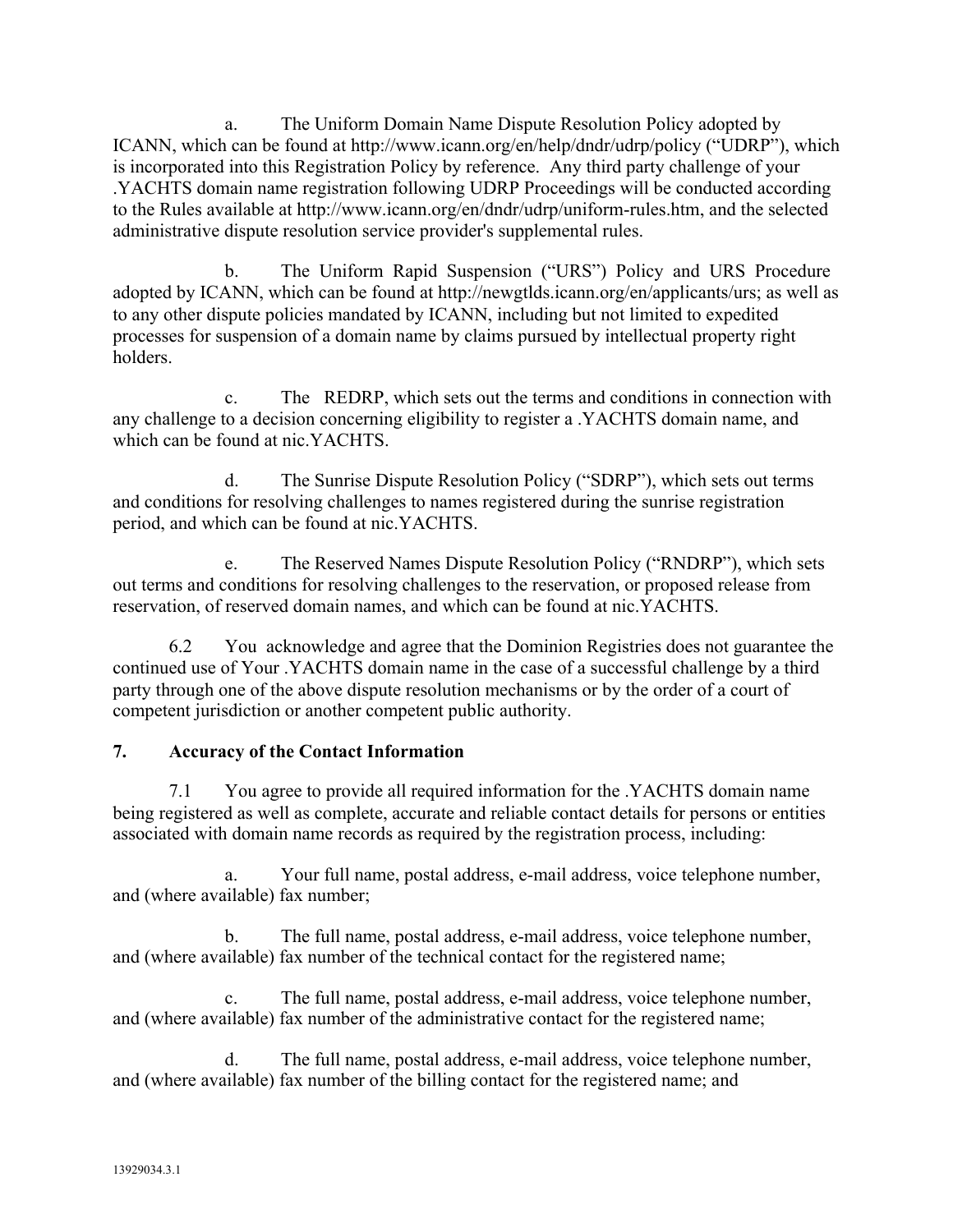a. The Uniform Domain Name Dispute Resolution Policy adopted by ICANN, which can be found at http://www.icann.org/en/help/dndr/udrp/policy ("UDRP"), which is incorporated into this Registration Policy by reference. Any third party challenge of your .YACHTS domain name registration following UDRP Proceedings will be conducted according to the Rules available at http://www.icann.org/en/dndr/udrp/uniform-rules.htm, and the selected administrative dispute resolution service provider's supplemental rules.

b. The Uniform Rapid Suspension ("URS") Policy and URS Procedure adopted by ICANN, which can be found at http://newgtlds.icann.org/en/applicants/urs; as well as to any other dispute policies mandated by ICANN, including but not limited to expedited processes for suspension of a domain name by claims pursued by intellectual property right holders.

c. The REDRP, which sets out the terms and conditions in connection with any challenge to a decision concerning eligibility to register a .YACHTS domain name, and which can be found at nic.YACHTS.

d. The Sunrise Dispute Resolution Policy ("SDRP"), which sets out terms and conditions for resolving challenges to names registered during the sunrise registration period, and which can be found at nic.YACHTS.

e. The Reserved Names Dispute Resolution Policy ("RNDRP"), which sets out terms and conditions for resolving challenges to the reservation, or proposed release from reservation, of reserved domain names, and which can be found at nic.YACHTS.

6.2 You acknowledge and agree that the Dominion Registries does not guarantee the continued use of Your .YACHTS domain name in the case of a successful challenge by a third party through one of the above dispute resolution mechanisms or by the order of a court of competent jurisdiction or another competent public authority.

## 7. Accuracy of the Contact Information

7.1 You agree to provide all required information for the .YACHTS domain name being registered as well as complete, accurate and reliable contact details for persons or entities associated with domain name records as required by the registration process, including:

a. Your full name, postal address, e-mail address, voice telephone number, and (where available) fax number;

b. The full name, postal address, e-mail address, voice telephone number, and (where available) fax number of the technical contact for the registered name;

c. The full name, postal address, e-mail address, voice telephone number, and (where available) fax number of the administrative contact for the registered name;

d. The full name, postal address, e-mail address, voice telephone number, and (where available) fax number of the billing contact for the registered name; and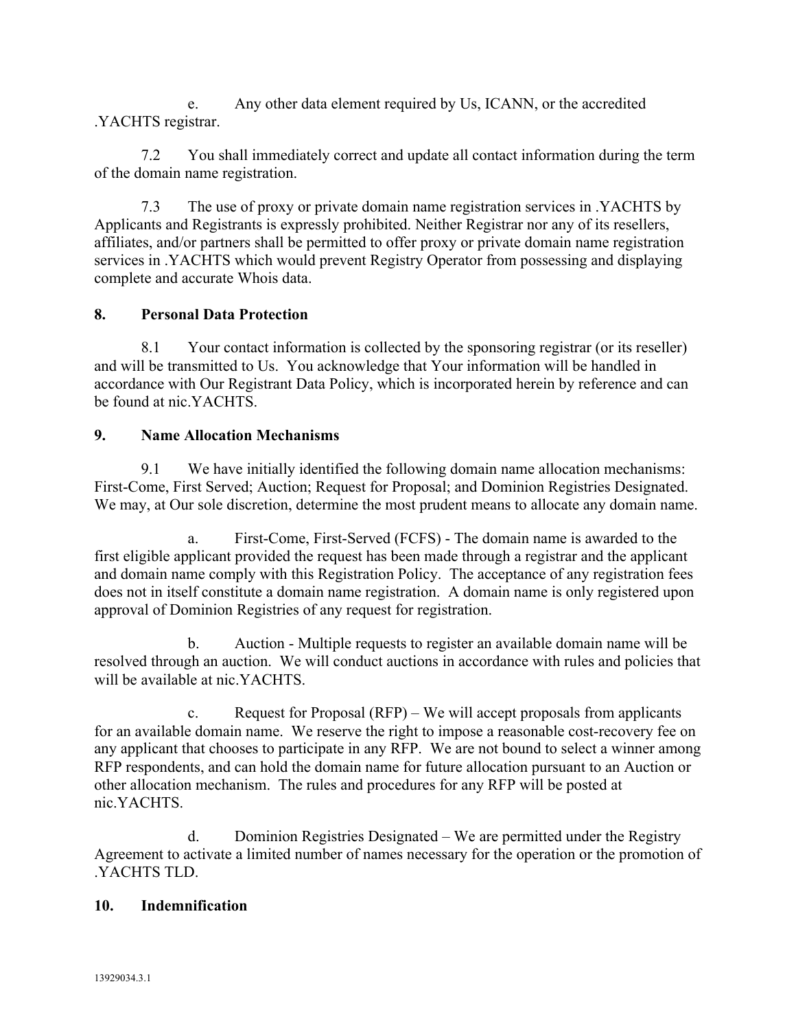e. Any other data element required by Us, ICANN, or the accredited .YACHTS registrar.

7.2 You shall immediately correct and update all contact information during the term of the domain name registration.

7.3 The use of proxy or private domain name registration services in .YACHTS by Applicants and Registrants is expressly prohibited. Neither Registrar nor any of its resellers, affiliates, and/or partners shall be permitted to offer proxy or private domain name registration services in .YACHTS which would prevent Registry Operator from possessing and displaying complete and accurate Whois data.

## 8. Personal Data Protection

8.1 Your contact information is collected by the sponsoring registrar (or its reseller) and will be transmitted to Us. You acknowledge that Your information will be handled in accordance with Our Registrant Data Policy, which is incorporated herein by reference and can be found at nic.YACHTS.

## 9. Name Allocation Mechanisms

9.1 We have initially identified the following domain name allocation mechanisms: First-Come, First Served; Auction; Request for Proposal; and Dominion Registries Designated. We may, at Our sole discretion, determine the most prudent means to allocate any domain name.

a. First-Come, First-Served (FCFS) - The domain name is awarded to the first eligible applicant provided the request has been made through a registrar and the applicant and domain name comply with this Registration Policy. The acceptance of any registration fees does not in itself constitute a domain name registration. A domain name is only registered upon approval of Dominion Registries of any request for registration.

b. Auction - Multiple requests to register an available domain name will be resolved through an auction. We will conduct auctions in accordance with rules and policies that will be available at nic.YACHTS.

c. Request for Proposal (RFP) – We will accept proposals from applicants for an available domain name. We reserve the right to impose a reasonable cost-recovery fee on any applicant that chooses to participate in any RFP. We are not bound to select a winner among RFP respondents, and can hold the domain name for future allocation pursuant to an Auction or other allocation mechanism. The rules and procedures for any RFP will be posted at nic.YACHTS.

d. Dominion Registries Designated – We are permitted under the Registry Agreement to activate a limited number of names necessary for the operation or the promotion of .YACHTS TLD.

## 10. Indemnification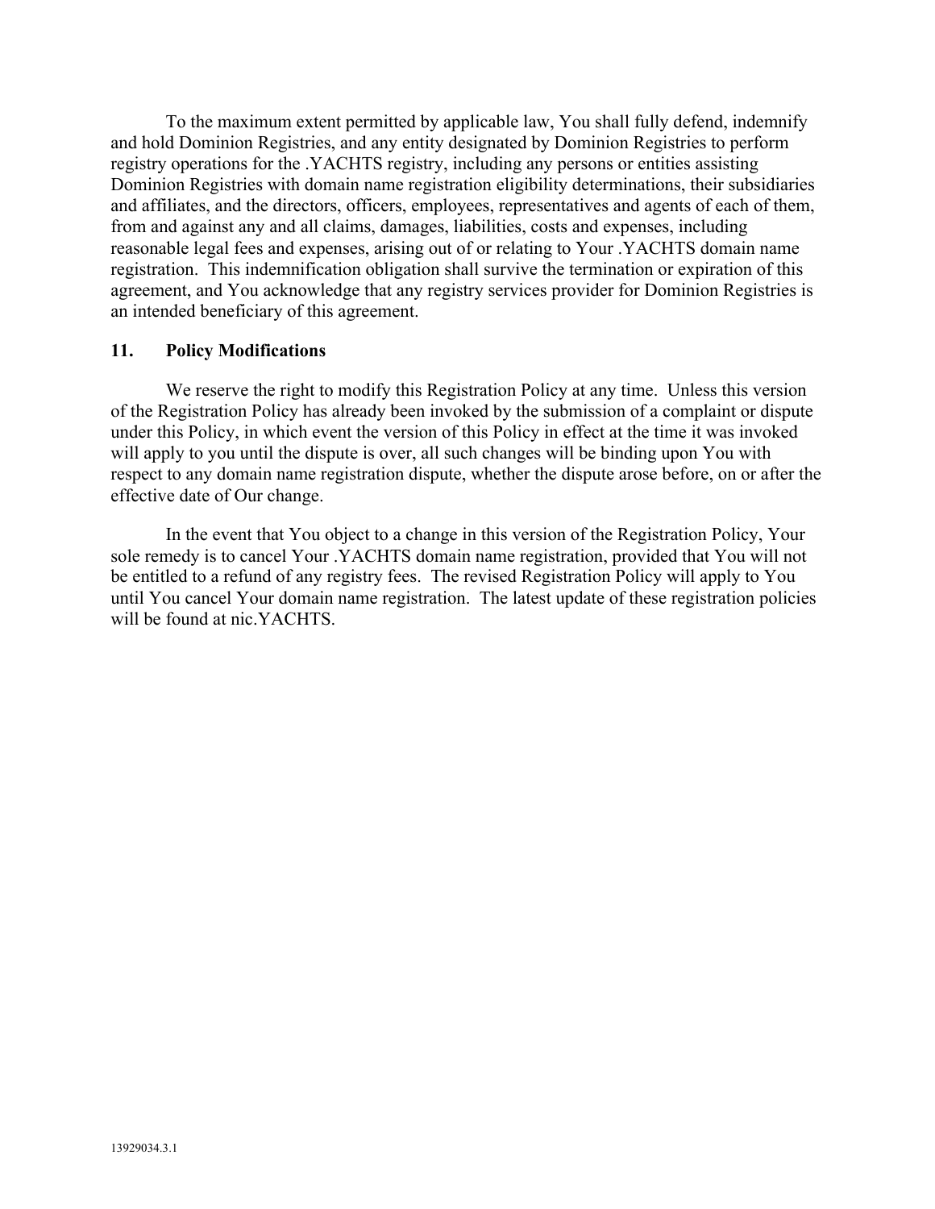To the maximum extent permitted by applicable law, You shall fully defend, indemnify and hold Dominion Registries, and any entity designated by Dominion Registries to perform registry operations for the .YACHTS registry, including any persons or entities assisting Dominion Registries with domain name registration eligibility determinations, their subsidiaries and affiliates, and the directors, officers, employees, representatives and agents of each of them, from and against any and all claims, damages, liabilities, costs and expenses, including reasonable legal fees and expenses, arising out of or relating to Your .YACHTS domain name registration. This indemnification obligation shall survive the termination or expiration of this agreement, and You acknowledge that any registry services provider for Dominion Registries is an intended beneficiary of this agreement.

## 11. Policy Modifications

We reserve the right to modify this Registration Policy at any time. Unless this version of the Registration Policy has already been invoked by the submission of a complaint or dispute under this Policy, in which event the version of this Policy in effect at the time it was invoked will apply to you until the dispute is over, all such changes will be binding upon You with respect to any domain name registration dispute, whether the dispute arose before, on or after the effective date of Our change.

In the event that You object to a change in this version of the Registration Policy, Your sole remedy is to cancel Your .YACHTS domain name registration, provided that You will not be entitled to a refund of any registry fees. The revised Registration Policy will apply to You until You cancel Your domain name registration. The latest update of these registration policies will be found at nic.YACHTS.

13929034.3.1